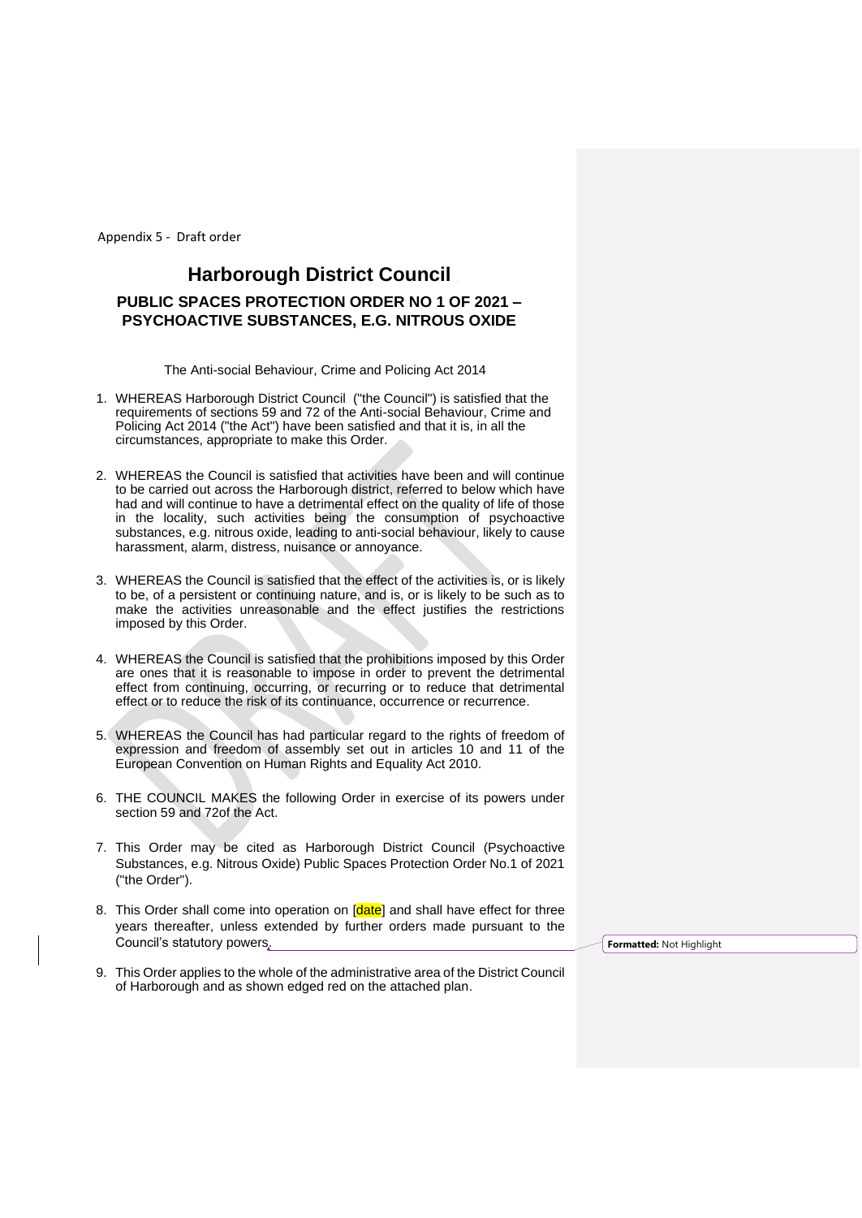Appendix 5 - Draft order

# Harborough District Council

## PUBLIC SPACES PROTECTION ORDER NO 1 OF 2021 – PSYCHOACTIVE SUBSTANCES, E.G. NITROUS OXIDE

The Anti-social Behaviour, Crime and Policing Act 2014

1. WHEREAS Harborough District Council ("the Council") is satisfied that the requirements of sections 59 and 72 of the Anti-social Behaviour, Crime and Policing Act 2014 ("the Act") have been satisfied and that it is, in all the circumstances, appropriate to make this Order.

2. WHEREAS the Council is satisfied that activities have been and will continue to be carried out across the Harborough district, referred to below which have had and will continue to have a detrimental effect on the quality of life of those in the locality, such activities being the consumption of psychoactive substances, e.g. nitrous oxide, leading to anti-social behaviour, likely to cause harassment, alarm, distress, nuisance or annoyance.

3. WHEREAS the Council is satisfied that the effect of the activities is, or is likely to be, of a persistent or continuing nature, and is, or is likely to be such as to make the activities unreasonable and the effect justifies the restrictions imposed by this Order.

4. WHEREAS the Council is satisfied that the prohibitions imposed by this Order are ones that it is reasonable to impose in order to prevent the detrimental effect from continuing, occurring, or recurring or to reduce that detrimental effect or to reduce the risk of its continuance, occurrence or recurrence.

5. WHEREAS the Council has had particular regard to the rights of freedom of expression and freedom of assembly set out in articles 10 and 11 of the European Convention on Human Rights and Equality Act 2010.

6. THE COUNCIL MAKES the following Order in exercise of its powers under section 59 and 72of the Act.

7. This Order may be cited as Harborough District Council (Psychoactive Substances, e.g. Nitrous Oxide) Public Spaces Protection Order No.1 of 2021 ("the Order").

8. This Order shall come into operation on [date] and shall have effect for three years thereafter, unless extended by further orders made pursuant to the Council's statutory powers.

9. This Order applies to the whole of the administrative area of the District Council of Harborough and as shown edged red on the attached plan.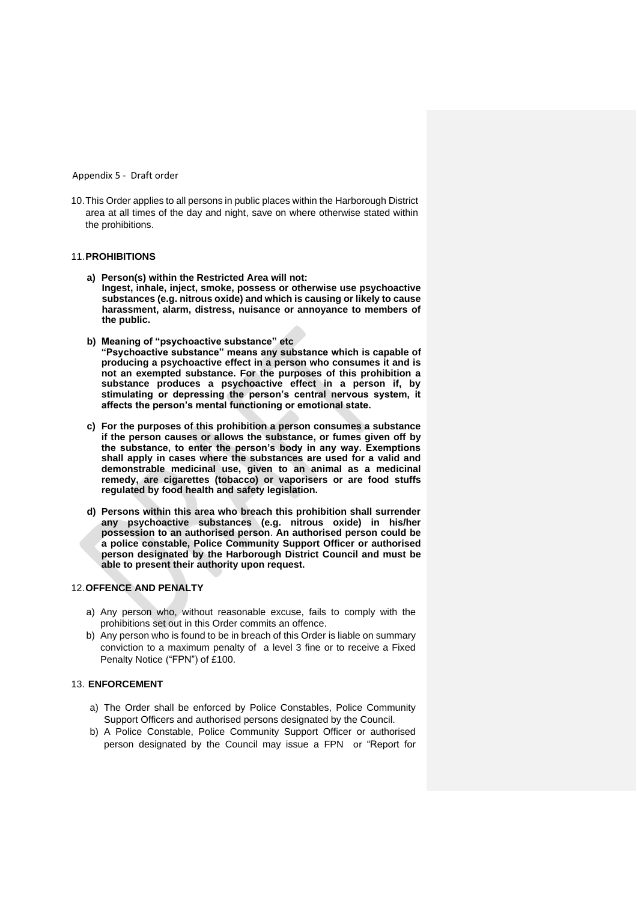Appendix 5 - Draft order

10. This Order applies to all persons in public places within the Harborough District area at all times of the day and night, save on where otherwise stated within the prohibitions.

11. **PROHIBITIONS**

   a) **Person(s) within the Restricted Area will not: Ingest, inhale, inject, smoke, possess or otherwise use psychoactive substances (e.g. nitrous oxide) and which is causing or likely to cause harassment, alarm, distress, nuisance or annoyance to members of the public.**

   b) **Meaning of "psychoactive substance" etc "Psychoactive substance" means any substance which is capable of producing a psychoactive effect in a person who consumes it and is not an exempted substance. For the purposes of this prohibition a substance produces a psychoactive effect in a person if, by stimulating or depressing the person's central nervous system, it affects the person's mental functioning or emotional state.**

   c) **For the purposes of this prohibition a person consumes a substance if the person causes or allows the substance, or fumes given off by the substance, to enter the person's body in any way. Exemptions shall apply in cases where the substances are used for a valid and demonstrable medicinal use, given to an animal as a medicinal remedy, are cigarettes (tobacco) or vaporisers or are food stuffs regulated by food health and safety legislation.**

   d) **Persons within this area who breach this prohibition shall surrender any psychoactive substances (e.g. nitrous oxide) in his/her possession to an authorised person. An authorised person could be a police constable, Police Community Support Officer or authorised person designated by the Harborough District Council and must be able to present their authority upon request.**

12. **OFFENCE AND PENALTY**

   a) Any person who, without reasonable excuse, fails to comply with the prohibitions set out in this Order commits an offence.
   b) Any person who is found to be in breach of this Order is liable on summary conviction to a maximum penalty of a level 3 fine or to receive a Fixed Penalty Notice ("FPN") of £100.

13. **ENFORCEMENT**

   a) The Order shall be enforced by Police Constables, Police Community Support Officers and authorised persons designated by the Council.
   b) A Police Constable, Police Community Support Officer or authorised person designated by the Council may issue a FPN or "Report for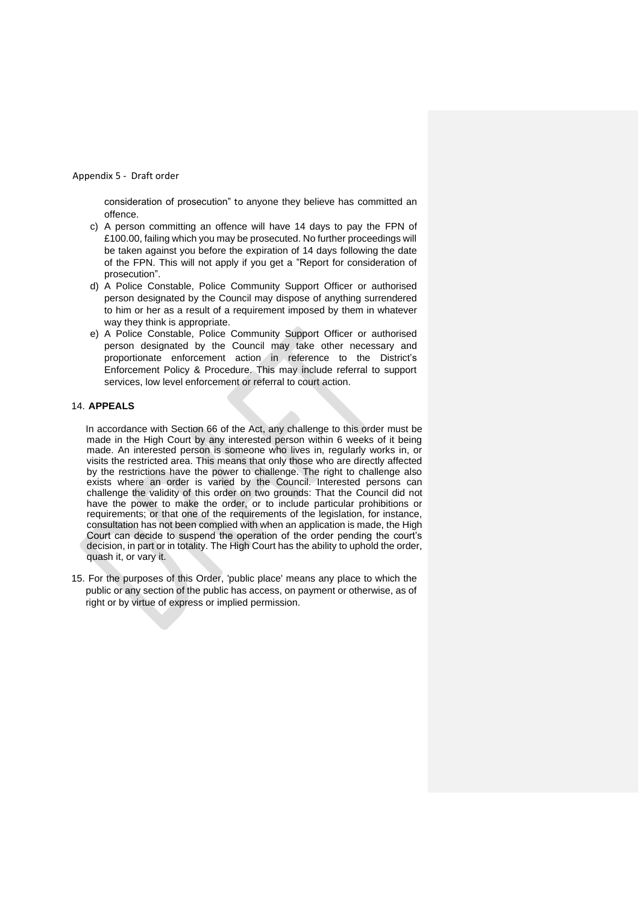consideration of prosecution" to anyone they believe has committed an offence.

c) A person committing an offence will have 14 days to pay the FPN of £100.00, failing which you may be prosecuted. No further proceedings will be taken against you before the expiration of 14 days following the date of the FPN. This will not apply if you get a "Report for consideration of prosecution".

d) A Police Constable, Police Community Support Officer or authorised person designated by the Council may dispose of anything surrendered to him or her as a result of a requirement imposed by them in whatever way they think is appropriate.

e) A Police Constable, Police Community Support Officer or authorised person designated by the Council may take other necessary and proportionate enforcement action in reference to the District's Enforcement Policy & Procedure. This may include referral to support services, low level enforcement or referral to court action.

14. **APPEALS**

In accordance with Section 66 of the Act, any challenge to this order must be made in the High Court by any interested person within 6 weeks of it being made. An interested person is someone who lives in, regularly works in, or visits the restricted area. This means that only those who are directly affected by the restrictions have the power to challenge. The right to challenge also exists where an order is varied by the Council. Interested persons can challenge the validity of this order on two grounds: That the Council did not have the power to make the order, or to include particular prohibitions or requirements; or that one of the requirements of the legislation, for instance, consultation has not been complied with when an application is made, the High Court can decide to suspend the operation of the order pending the court's decision, in part or in totality. The High Court has the ability to uphold the order, quash it, or vary it.

15. For the purposes of this Order, 'public place' means any place to which the public or any section of the public has access, on payment or otherwise, as of right or by virtue of express or implied permission.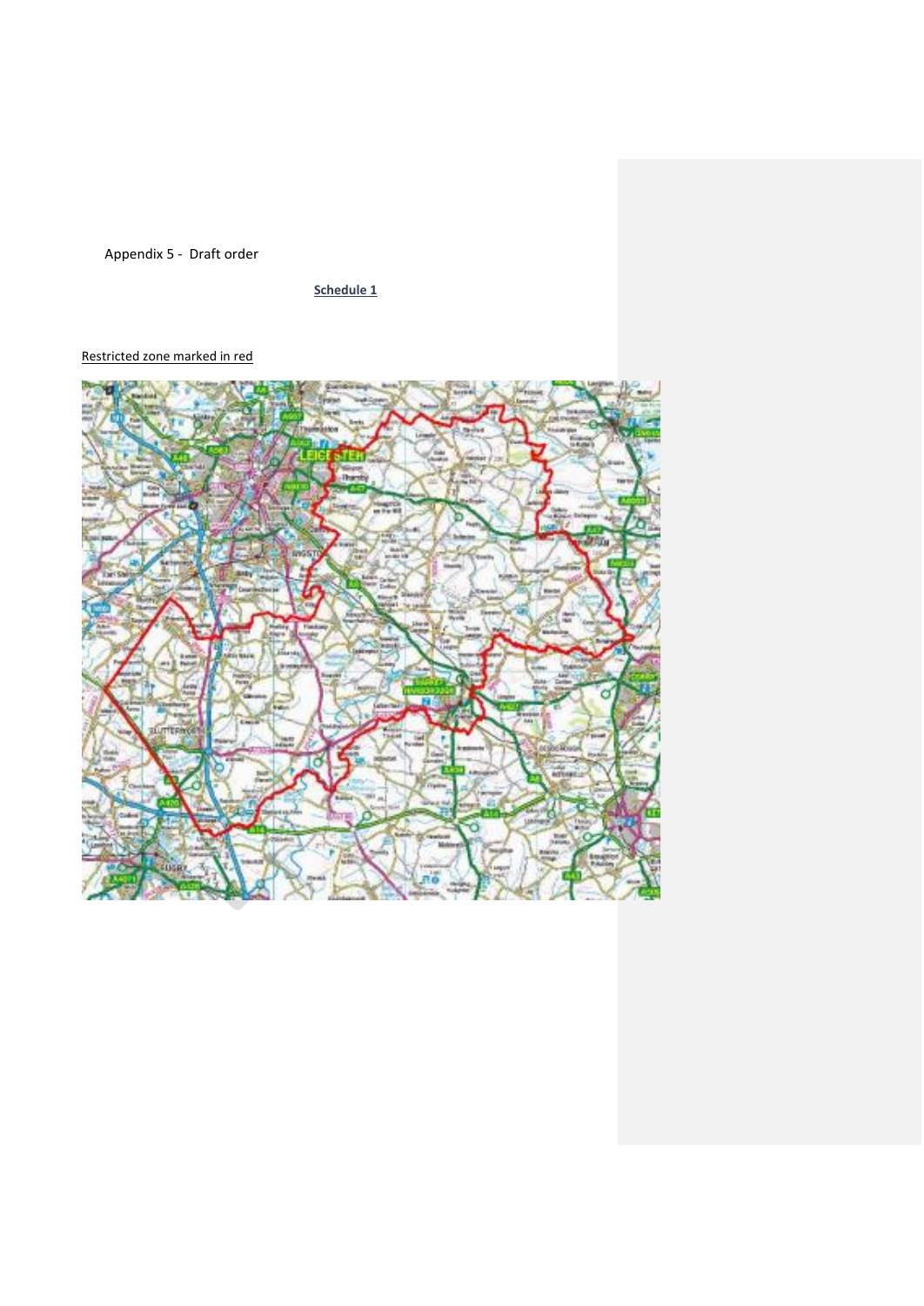Appendix 5 - Draft order

**Schedule 1**

Restricted zone marked in red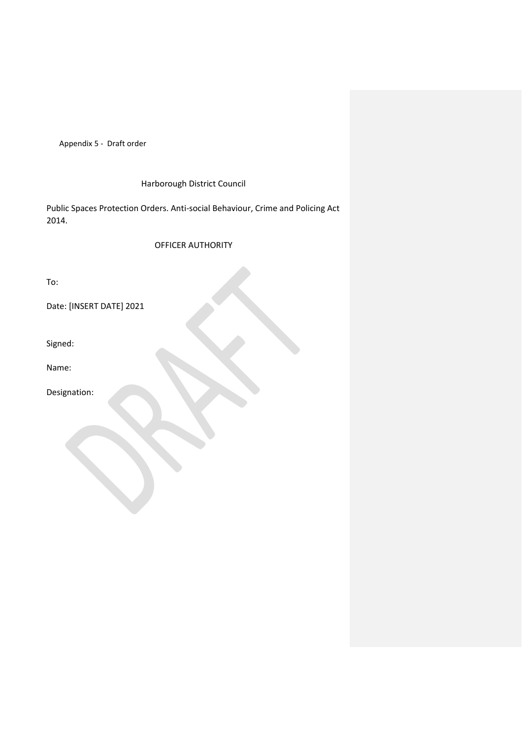Appendix 5 - Draft order

Harborough District Council

Public Spaces Protection Orders. Anti-social Behaviour, Crime and Policing Act 2014.

OFFICER AUTHORITY

To:

Date: [INSERT DATE] 2021

Signed:

Name:

Designation: